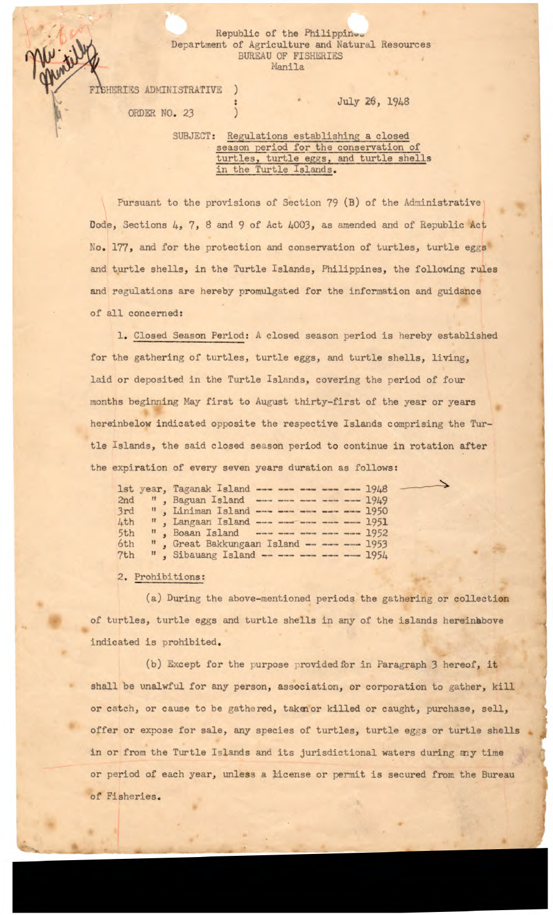Republic of the Philippines
Department of Agriculture and Natural Resources
BUREAU OF FISHERIES
Manila

FISHERIES ADMINISTRATIVE ORDER NO. 23

July 26, 1948

SUBJECT: Regulations establishing a closed season period for the conservation of turtles, turtle eggs, and turtle shells in the Turtle Islands.

Pursuant to the provisions of Section 79 (B) of the Administrative Dode, Sections 4, 7, 8 and 9 of Act 4003, as amended and of Republic Act No. 177, and for the protection and conservation of turtles, turtle eggs and turtle shells, in the Turtle Islands, Philippines, the following rules and regulations are hereby promulgated for the information and guidance of all concerned:

1. Closed Season Period: A closed season period is hereby established for the gathering of turtles, turtle eggs, and turtle shells, living, laid or deposited in the Turtle Islands, covering the period of four months beginning May first to August thirty-first of the year or years hereinbelow indicated opposite the respective Islands comprising the Turtle Islands, the said closed season period to continue in rotation after the expiration of every seven years duration as follows:

| | | |
|---|---|---|
| 1st year, | Taganak Island | 1948 |
| 2nd " , | Baguan Island | 1949 |
| 3rd " , | Liniman Island | 1950 |
| 4th " , | Langaan Island | 1951 |
| 5th " , | Boaan Island | 1952 |
| 6th " , | Great Bakkungaan Island | 1953 |
| 7th " , | Sibauang Island | 1954 |

2. Prohibitions:

(a) During the above-mentioned periods the gathering or collection of turtles, turtle eggs and turtle shells in any of the islands hereinabove indicated is prohibited.

(b) Except for the purpose provided for in Paragraph 3 hereof, it shall be unalwful for any person, association, or corporation to gather, kill or catch, or cause to be gathered, taken or killed or caught, purchase, sell, offer or expose for sale, any species of turtles, turtle eggs or turtle shells in or from the Turtle Islands and its jurisdictional waters during any time or period of each year, unless a license or permit is secured from the Bureau of Fisheries.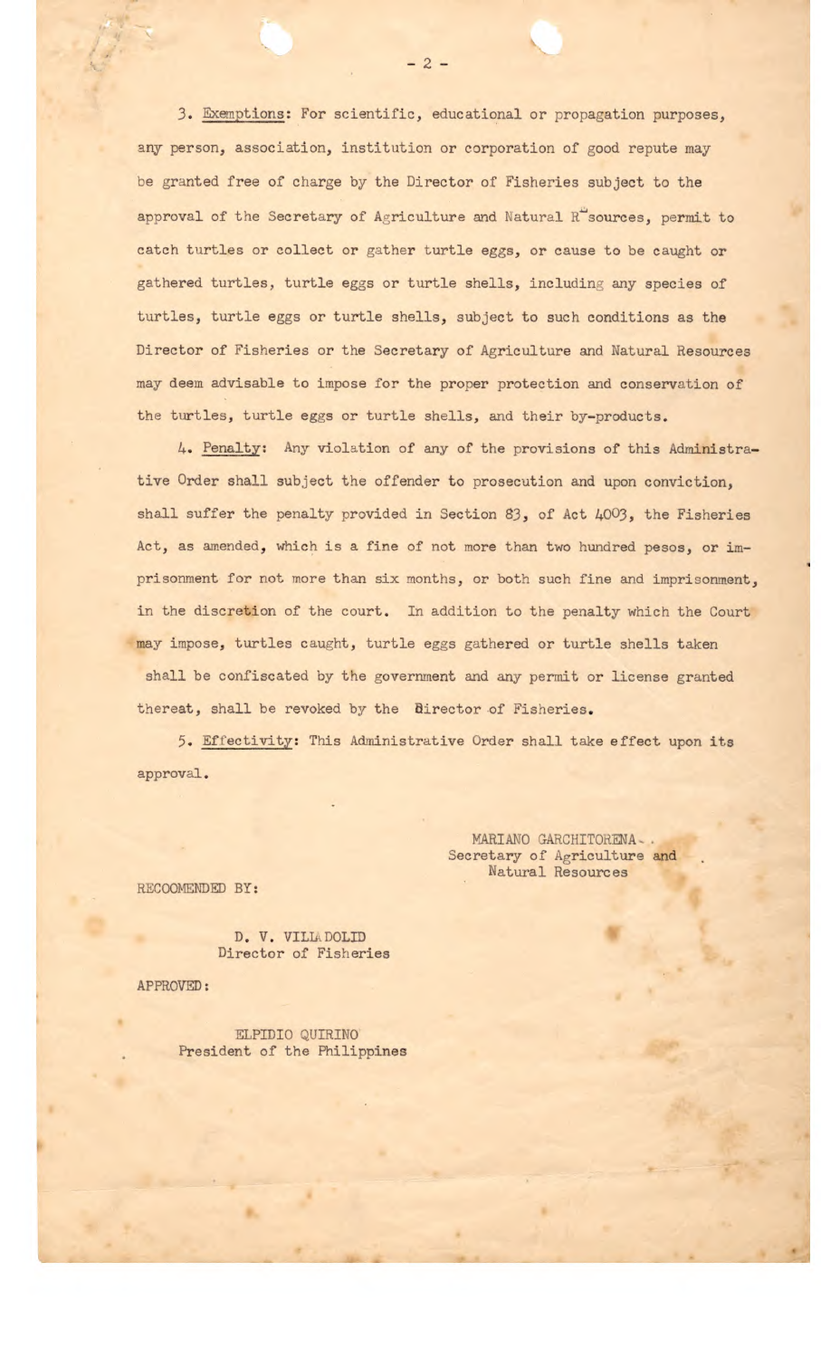3. Exemptions: For scientific, educational or propagation purposes, any person, association, institution or corporation of good repute may be granted free of charge by the Director of Fisheries subject to the approval of the Secretary of Agriculture and Natural R~sources, permit to catch turtles or collect or gather turtle eggs, or cause to be caught or gathered turtles, turtle eggs or turtle shells, including any species of turtles, turtle eggs or turtle shells, subject to such conditions as the Director of Fisheries or the Secretary of Agriculture and Natural Resources may deem advisable to impose for the proper protection and conservation of the turtles, turtle eggs or turtle shells, and their by-products.

4. Penalty: Any violation of any of the provisions of this Administrative Order shall subject the offender to prosecution and upon conviction, shall suffer the penalty provided in Section 83, of Act 4003, the Fisheries Act, as amended, which is a fine of not more than two hundred pesos, or imprisonment for not more than six months, or both such fine and imprisonment, in the discretion of the court. In addition to the penalty which the Court may impose, turtles caught, turtle eggs gathered or turtle shells taken shall be confiscated by the government and any permit or license granted thereat, shall be revoked by the Director of Fisheries.

5. Effectivity: This Administrative Order shall take effect upon its approval.

MARIANO GARCHITORENA
Secretary of Agriculture and Natural Resources

RECOOMENDED BY:

D. V. VILLADOLID
Director of Fisheries

APPROVED:

ELPIDIO QUIRINO
President of the Philippines